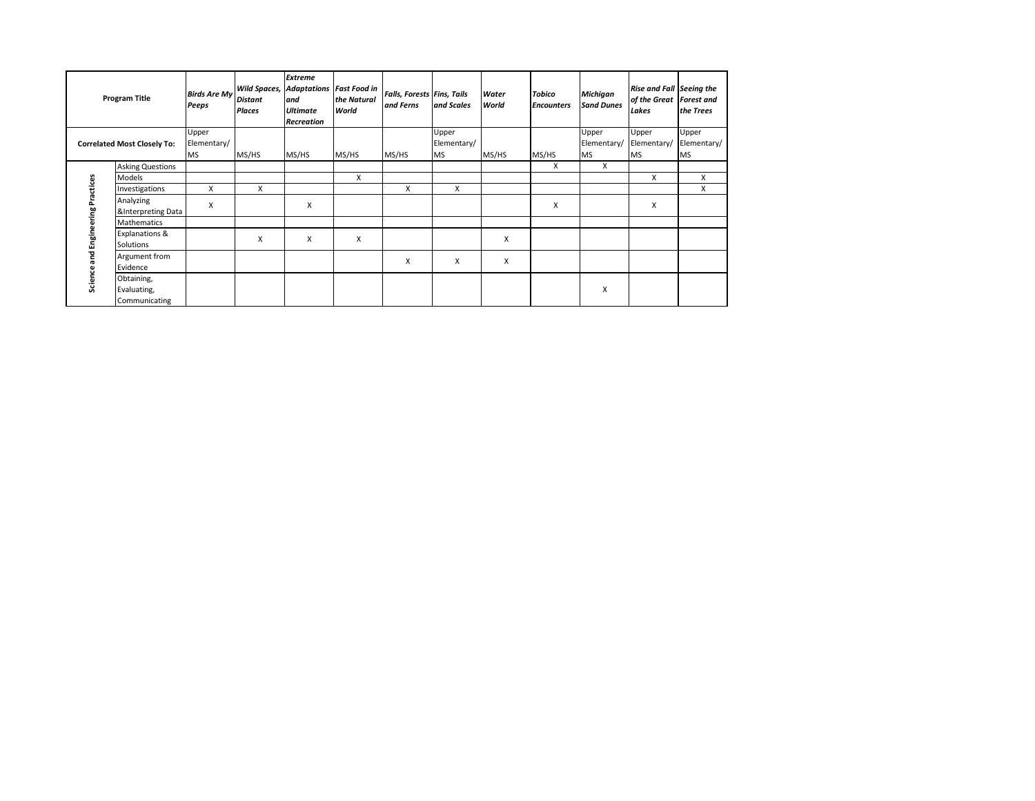| Program Title | | *Birds Are My Peeps* | *Wild Spaces, Distant Places* | *Extreme Adaptations and Ultimate Recreation* | *Fast Food in the Natural World* | *Falls, Forests and Ferns* | *Fins, Tails and Scales* | *Water World* | *Tobico Encounters* | *Michigan Sand Dunes* | *Rise and Fall of the Great Lakes* | *Seeing the Forest and the Trees* |
|---|---|---|---|---|---|---|---|---|---|---|---|---|
| **Correlated Most Closely To:** | | Upper Elementary/ MS | MS/HS | MS/HS | MS/HS | MS/HS | Upper Elementary/ MS | MS/HS | MS/HS | Upper Elementary/ MS | Upper Elementary/ MS | Upper Elementary/ MS |
| **Science and Engineering Practices** | Asking Questions | | | | | | | | X | X | | |
| | Models | | | | X | | | | | | X | X |
| | Investigations | X | X | | | X | X | | | | | X |
| | Analyzing &Interpreting Data | X | | X | | | | | X | | X | |
| | Mathematics | | | | | | | | | | | |
| | Explanations & Solutions | | X | X | X | | | X | | | | |
| | Argument from Evidence | | | | | X | X | X | | | | |
| | Obtaining, Evaluating, Communicating | | | | | | | | | X | | |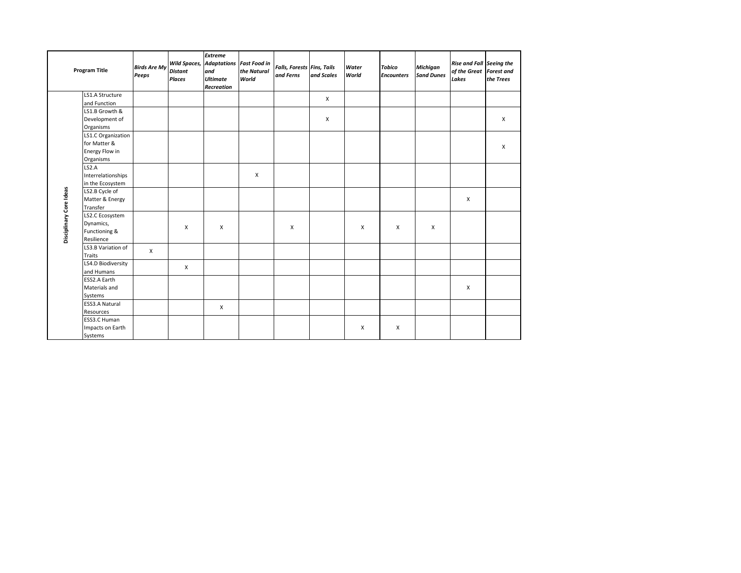| | Program Title | *Birds Are My Peeps* | *Wild Spaces, Distant Places* | *Extreme Adaptations and Ultimate Recreation* | *Fast Food in the Natural World* | *Falls, Forests and Ferns* | *Fins, Tails and Scales* | *Water World* | *Tobico Encounters* | *Michigan Sand Dunes* | *Rise and Fall of the Great Lakes* | *Seeing the Forest and the Trees* |
|---|---|---|---|---|---|---|---|---|---|---|---|---|
| **Disciplinary Core Ideas** | LS1.A Structure and Function | | | | | | X | | | | | |
| | LS1.B Growth & Development of Organisms | | | | | | X | | | | | X |
| | LS1.C Organization for Matter & Energy Flow in Organisms | | | | | | | | | | | X |
| | LS2.A Interrelationships in the Ecosystem | | | | X | | | | | | | |
| | LS2.B Cycle of Matter & Energy Transfer | | | | | | | | | | X | |
| | LS2.C Ecosystem Dynamics, Functioning & Resilience | | X | X | | X | | X | X | X | | |
| | LS3.B Variation of Traits | X | | | | | | | | | | |
| | LS4.D Biodiversity and Humans | | X | | | | | | | | | |
| | ESS2.A Earth Materials and Systems | | | | | | | | | | X | |
| | ESS3.A Natural Resources | | | X | | | | | | | | |
| | ESS3.C Human Impacts on Earth Systems | | | | | | | X | X | | | |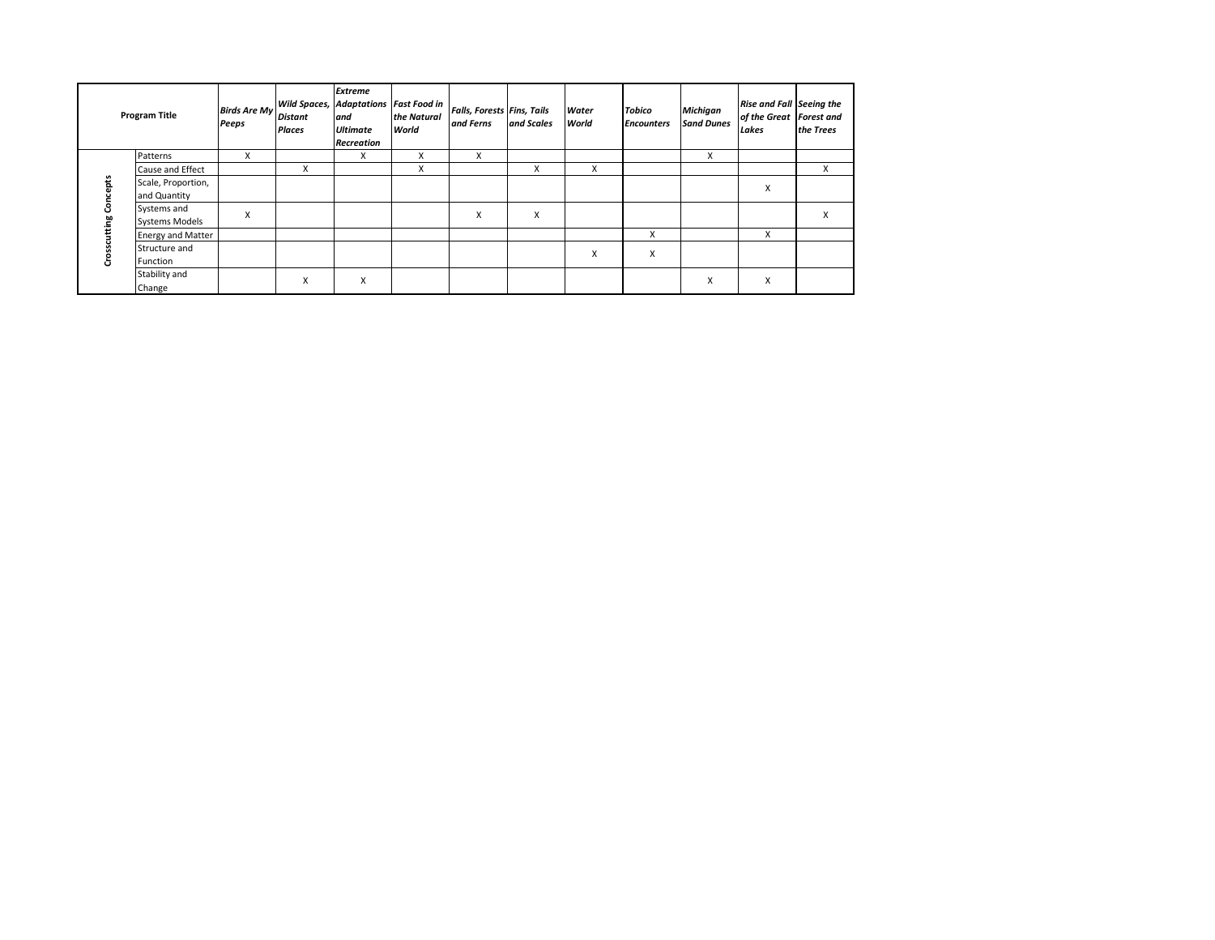| Program Title | | *Birds Are My Peeps* | *Wild Spaces, Distant Places* | *Extreme Adaptations and Ultimate Recreation* | *Fast Food in the Natural World* | *Falls, Forests and Ferns* | *Fins, Tails and Scales* | *Water World* | *Tobico Encounters* | *Michigan Sand Dunes* | *Rise and Fall of the Great Lakes* | *Seeing the Forest and the Trees* |
|---|---|---|---|---|---|---|---|---|---|---|---|---|
| **Crosscutting Concepts** | Patterns | X | | X | X | X | | | | X | | |
| | Cause and Effect | | X | | X | | X | X | | | | X |
| | Scale, Proportion, and Quantity | | | | | | | | | | X | |
| | Systems and Systems Models | X | | | | X | X | | | | | X |
| | Energy and Matter | | | | | | | | X | | X | |
| | Structure and Function | | | | | | | X | X | | | |
| | Stability and Change | | X | X | | | | | | X | X | |